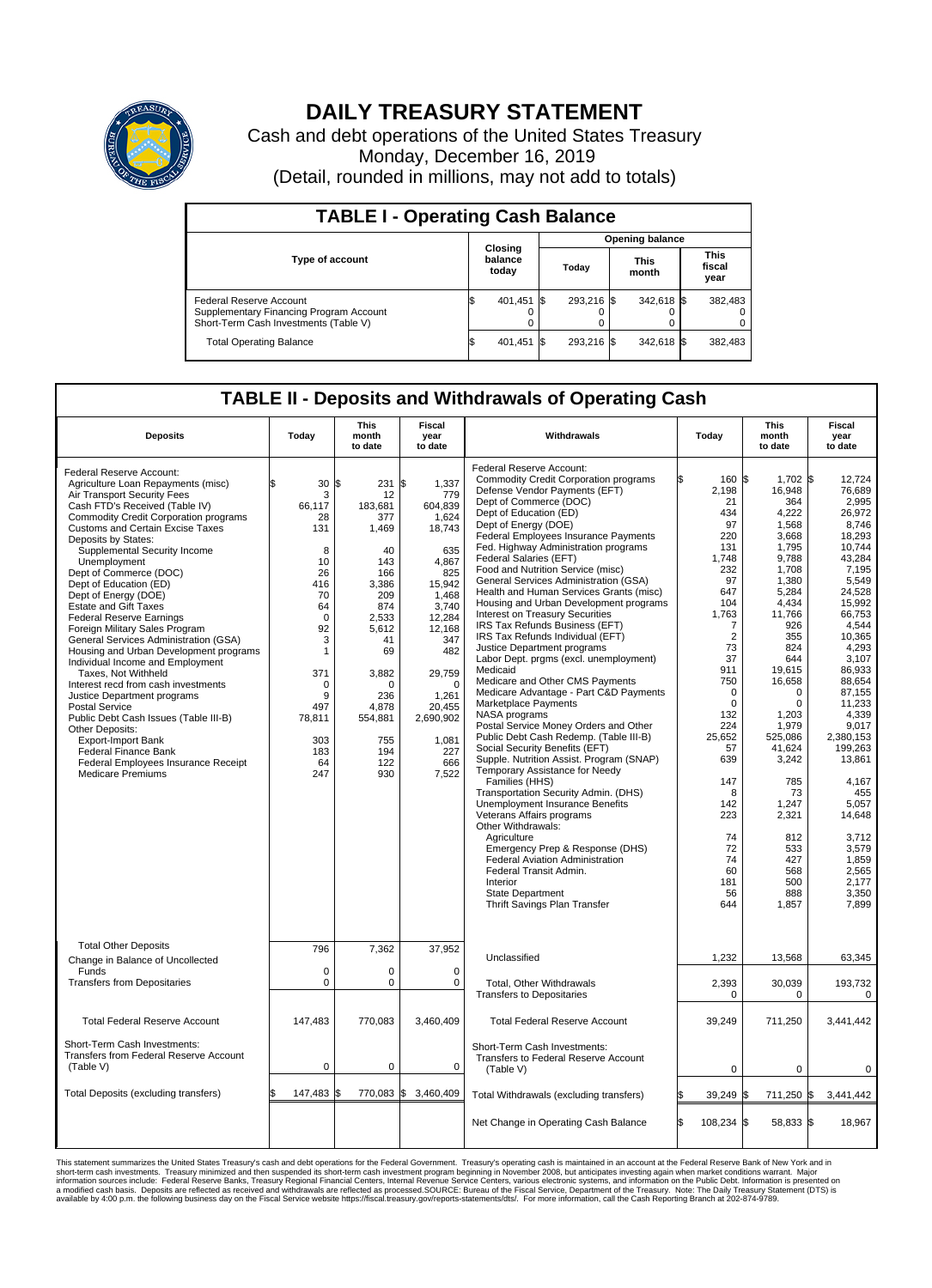# DAILY TREASURY STATEMENT

Cash and debt operations of the United States Treasury
Monday, December 16, 2019
(Detail, rounded in millions, may not add to totals)

## TABLE I - Operating Cash Balance

| Type of account | Closing balance today | Opening balance Today | Opening balance This month | Opening balance This fiscal year |
|---|---|---|---|---|
| Federal Reserve Account | $ 401,451 | $ 293,216 | $ 342,618 | $ 382,483 |
| Supplementary Financing Program Account | 0 | 0 | 0 | 0 |
| Short-Term Cash Investments (Table V) | 0 | 0 | 0 | 0 |
| Total Operating Balance | $ 401,451 | $ 293,216 | $ 342,618 | $ 382,483 |

## TABLE II - Deposits and Withdrawals of Operating Cash

| Deposits | Today | This month to date | Fiscal year to date |
|---|---|---|---|
| Federal Reserve Account: | | | |
| Agriculture Loan Repayments (misc) | $ 30 | $ 231 | $ 1,337 |
| Air Transport Security Fees | 3 | 12 | 779 |
| Cash FTD's Received (Table IV) | 66,117 | 183,681 | 604,839 |
| Commodity Credit Corporation programs | 28 | 377 | 1,624 |
| Customs and Certain Excise Taxes | 131 | 1,469 | 18,743 |
| Deposits by States: | | | |
| Supplemental Security Income | 8 | 40 | 635 |
| Unemployment | 10 | 143 | 4,867 |
| Dept of Commerce (DOC) | 26 | 166 | 825 |
| Dept of Education (ED) | 416 | 3,386 | 15,942 |
| Dept of Energy (DOE) | 70 | 209 | 1,468 |
| Estate and Gift Taxes | 64 | 874 | 3,740 |
| Federal Reserve Earnings | 0 | 2,533 | 12,284 |
| Foreign Military Sales Program | 92 | 5,612 | 12,168 |
| General Services Administration (GSA) | 3 | 41 | 347 |
| Housing and Urban Development programs | 1 | 69 | 482 |
| Individual Income and Employment Taxes, Not Withheld | 371 | 3,882 | 29,759 |
| Interest recd from cash investments | 0 | 0 | 0 |
| Justice Department programs | 9 | 236 | 1,261 |
| Postal Service | 497 | 4,878 | 20,455 |
| Public Debt Cash Issues (Table III-B) | 78,811 | 554,881 | 2,690,902 |
| Other Deposits: | | | |
| Export-Import Bank | 303 | 755 | 1,081 |
| Federal Finance Bank | 183 | 194 | 227 |
| Federal Employees Insurance Receipt | 64 | 122 | 666 |
| Medicare Premiums | 247 | 930 | 7,522 |
| Total Other Deposits | 796 | 7,362 | 37,952 |
| Change in Balance of Uncollected Funds | 0 | 0 | 0 |
| Transfers from Depositaries | 0 | 0 | 0 |
| Total Federal Reserve Account | 147,483 | 770,083 | 3,460,409 |
| Short-Term Cash Investments: Transfers from Federal Reserve Account (Table V) | 0 | 0 | 0 |
| Total Deposits (excluding transfers) | $ 147,483 | $ 770,083 | $ 3,460,409 |

| Withdrawals | Today | This month to date | Fiscal year to date |
|---|---|---|---|
| Federal Reserve Account: | | | |
| Commodity Credit Corporation programs | $ 160 | $ 1,702 | $ 12,724 |
| Defense Vendor Payments (EFT) | 2,198 | 16,948 | 76,689 |
| Dept of Commerce (DOC) | 21 | 364 | 2,995 |
| Dept of Education (ED) | 434 | 4,222 | 26,972 |
| Dept of Energy (DOE) | 97 | 1,568 | 8,746 |
| Federal Employees Insurance Payments | 220 | 3,668 | 18,293 |
| Fed. Highway Administration programs | 131 | 1,795 | 10,744 |
| Federal Salaries (EFT) | 1,748 | 9,788 | 43,284 |
| Food and Nutrition Service (misc) | 232 | 1,708 | 7,195 |
| General Services Administration (GSA) | 97 | 1,380 | 5,549 |
| Health and Human Services Grants (misc) | 647 | 5,284 | 24,528 |
| Housing and Urban Development programs | 104 | 4,434 | 15,992 |
| Interest on Treasury Securities | 1,763 | 11,766 | 66,753 |
| IRS Tax Refunds Business (EFT) | 7 | 926 | 4,544 |
| IRS Tax Refunds Individual (EFT) | 2 | 355 | 10,365 |
| Justice Department programs | 73 | 824 | 4,293 |
| Labor Dept. prgms (excl. unemployment) | 37 | 644 | 3,107 |
| Medicaid | 911 | 19,615 | 86,933 |
| Medicare and Other CMS Payments | 750 | 16,658 | 88,654 |
| Medicare Advantage - Part C&D Payments | 0 | 0 | 87,155 |
| Marketplace Payments | 0 | 0 | 11,233 |
| NASA programs | 132 | 1,203 | 4,339 |
| Postal Service Money Orders and Other | 224 | 1,979 | 9,017 |
| Public Debt Cash Redemp. (Table III-B) | 25,652 | 525,086 | 2,380,153 |
| Social Security Benefits (EFT) | 57 | 41,624 | 199,263 |
| Supple. Nutrition Assist. Program (SNAP) | 639 | 3,242 | 13,861 |
| Temporary Assistance for Needy Families (HHS) | 147 | 785 | 4,167 |
| Transportation Security Admin. (DHS) | 8 | 73 | 455 |
| Unemployment Insurance Benefits | 142 | 1,247 | 5,057 |
| Veterans Affairs programs | 223 | 2,321 | 14,648 |
| Other Withdrawals: | | | |
| Agriculture | 74 | 812 | 3,712 |
| Emergency Prep & Response (DHS) | 72 | 533 | 3,579 |
| Federal Aviation Administration | 74 | 427 | 1,859 |
| Federal Transit Admin. | 60 | 568 | 2,565 |
| Interior | 181 | 500 | 2,177 |
| State Department | 56 | 888 | 3,350 |
| Thrift Savings Plan Transfer | 644 | 1,857 | 7,899 |
| Unclassified | 1,232 | 13,568 | 63,345 |
| Total, Other Withdrawals | 2,393 | 30,039 | 193,732 |
| Transfers to Depositaries | 0 | 0 | 0 |
| Total Federal Reserve Account | 39,249 | 711,250 | 3,441,442 |
| Short-Term Cash Investments: Transfers to Federal Reserve Account (Table V) | 0 | 0 | 0 |
| Total Withdrawals (excluding transfers) | $ 39,249 | $ 711,250 | $ 3,441,442 |
| Net Change in Operating Cash Balance | $ 108,234 | $ 58,833 | $ 18,967 |

This statement summarizes the United States Treasury's cash and debt operations for the Federal Government. Treasury's operating cash is maintained in an account at the Federal Reserve Bank of New York and in short-term cash investments. Treasury minimized and then suspended its short-term cash investment program beginning in November 2008, but anticipates investing again when market conditions warrant. Major information sources include: Federal Reserve Banks, Treasury Regional Financial Centers, Internal Revenue Service Centers, various electronic systems, and information on the Public Debt. Information is presented on a modified cash basis. Deposits are reflected as received and withdrawals are reflected as processed.SOURCE: Bureau of the Fiscal Service, Department of the Treasury. Note: The Daily Treasury Statement (DTS) is available by 4:00 p.m. the following business day on the Fiscal Service website https://fiscal.treasury.gov/reports-statements/dts/. For more information, call the Cash Reporting Branch at 202-874-9789.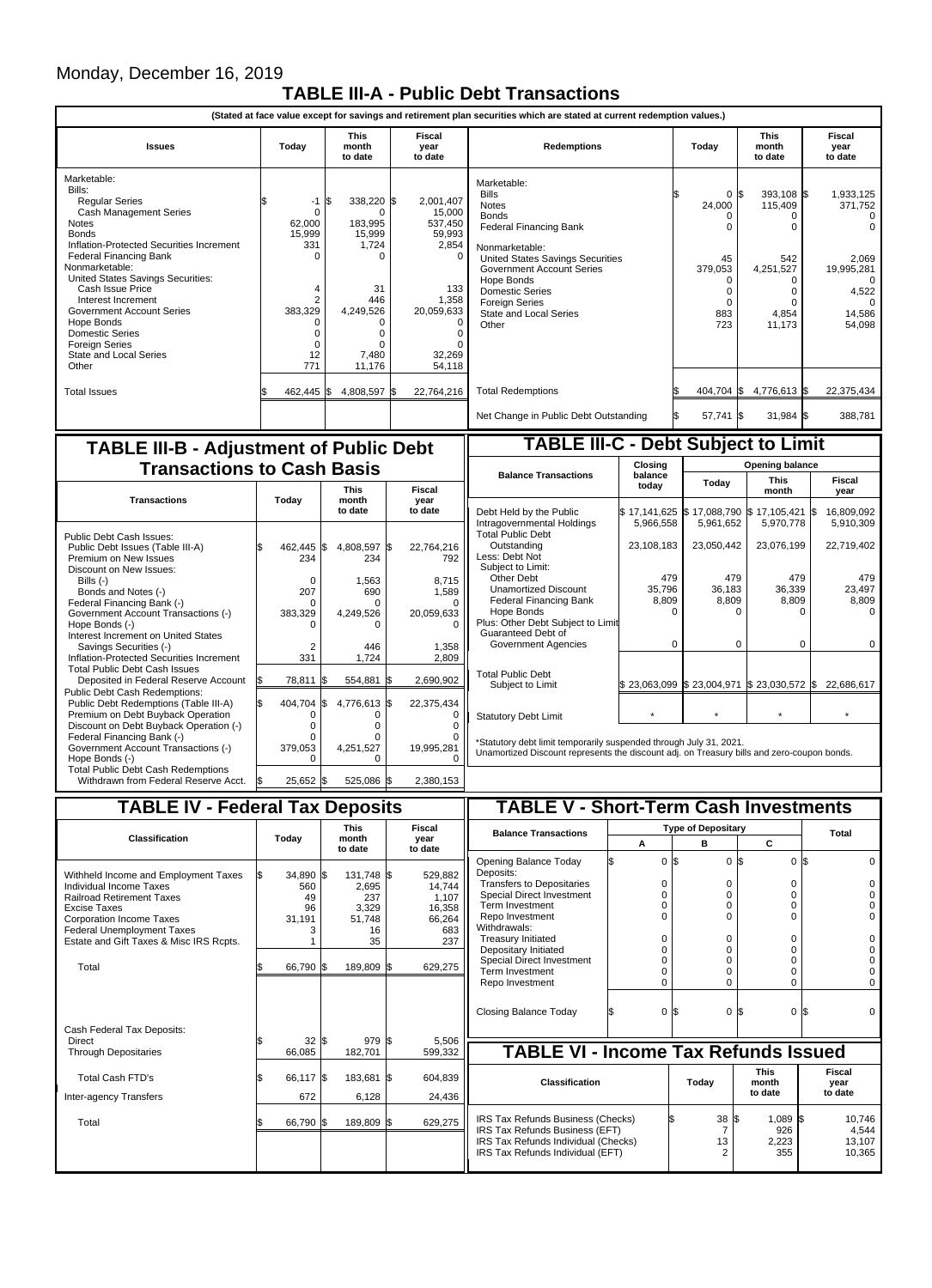Monday, December 16, 2019

# TABLE III-A - Public Debt Transactions

(Stated at face value except for savings and retirement plan securities which are stated at current redemption values.)

| Issues | Today | This month to date | Fiscal year to date |
|---|---|---|---|
| Marketable: | | | |
| Bills: | | | |
| Regular Series | $ -1 | $ 338,220 | $ 2,001,407 |
| Cash Management Series | 0 | 0 | 15,000 |
| Notes | 62,000 | 183,995 | 537,450 |
| Bonds | 15,999 | 15,999 | 59,993 |
| Inflation-Protected Securities Increment | 331 | 1,724 | 2,854 |
| Federal Financing Bank | 0 | 0 | 0 |
| Nonmarketable: | | | |
| United States Savings Securities: | | | |
| Cash Issue Price | 4 | 31 | 133 |
| Interest Increment | 2 | 446 | 1,358 |
| Government Account Series | 383,329 | 4,249,526 | 20,059,633 |
| Hope Bonds | 0 | 0 | 0 |
| Domestic Series | 0 | 0 | 0 |
| Foreign Series | 0 | 0 | 0 |
| State and Local Series | 12 | 7,480 | 32,269 |
| Other | 771 | 11,176 | 54,118 |
| Total Issues | $ 462,445 | $ 4,808,597 | $ 22,764,216 |

| Redemptions | Today | This month to date | Fiscal year to date |
|---|---|---|---|
| Marketable: | | | |
| Bills | $ 0 | $ 393,108 | $ 1,933,125 |
| Notes | 24,000 | 115,409 | 371,752 |
| Bonds | 0 | 0 | 0 |
| Federal Financing Bank | 0 | 0 | 0 |
| Nonmarketable: | | | |
| United States Savings Securities | 45 | 542 | 2,069 |
| Government Account Series | 379,053 | 4,251,527 | 19,995,281 |
| Hope Bonds | 0 | 0 | 0 |
| Domestic Series | 0 | 0 | 4,522 |
| Foreign Series | 0 | 0 | 0 |
| State and Local Series | 883 | 4,854 | 14,586 |
| Other | 723 | 11,173 | 54,098 |
| Total Redemptions | $ 404,704 | $ 4,776,613 | $ 22,375,434 |
| Net Change in Public Debt Outstanding | $ 57,741 | $ 31,984 | $ 388,781 |

# TABLE III-B - Adjustment of Public Debt Transactions to Cash Basis

| Transactions | Today | This month to date | Fiscal year to date |
|---|---|---|---|
| Public Debt Cash Issues: | | | |
| Public Debt Issues (Table III-A) | $ 462,445 | $ 4,808,597 | $ 22,764,216 |
| Premium on New Issues | 234 | 234 | 792 |
| Discount on New Issues: | | | |
| Bills (-) | 0 | 1,563 | 8,715 |
| Bonds and Notes (-) | 207 | 690 | 1,589 |
| Federal Financing Bank (-) | 0 | 0 | 0 |
| Government Account Transactions (-) | 383,329 | 4,249,526 | 20,059,633 |
| Hope Bonds (-) | 0 | 0 | 0 |
| Interest Increment on United States Savings Securities (-) | 2 | 446 | 1,358 |
| Inflation-Protected Securities Increment | 331 | 1,724 | 2,809 |
| Total Public Debt Cash Issues Deposited in Federal Reserve Account | $ 78,811 | $ 554,881 | $ 2,690,902 |
| Public Debt Cash Redemptions: | | | |
| Public Debt Redemptions (Table III-A) | $ 404,704 | $ 4,776,613 | $ 22,375,434 |
| Premium on Debt Buyback Operation | 0 | 0 | 0 |
| Discount on Debt Buyback Operation (-) | 0 | 0 | 0 |
| Federal Financing Bank (-) | 0 | 0 | 0 |
| Government Account Transactions (-) | 379,053 | 4,251,527 | 19,995,281 |
| Hope Bonds (-) | 0 | 0 | 0 |
| Total Public Debt Cash Redemptions Withdrawn from Federal Reserve Acct. | $ 25,652 | $ 525,086 | $ 2,380,153 |

# TABLE III-C - Debt Subject to Limit

| Balance Transactions | Closing balance today | Opening balance Today | Opening balance This month | Opening balance Fiscal year |
|---|---|---|---|---|
| Debt Held by the Public | $ 17,141,625 | $ 17,088,790 | $ 17,105,421 | $ 16,809,092 |
| Intragovernmental Holdings | 5,966,558 | 5,961,652 | 5,970,778 | 5,910,309 |
| Total Public Debt Outstanding | 23,108,183 | 23,050,442 | 23,076,199 | 22,719,402 |
| Less: Debt Not Subject to Limit: | | | | |
| Other Debt | 479 | 479 | 479 | 479 |
| Unamortized Discount | 35,796 | 36,183 | 36,339 | 23,497 |
| Federal Financing Bank | 8,809 | 8,809 | 8,809 | 8,809 |
| Hope Bonds | 0 | 0 | 0 | 0 |
| Plus: Other Debt Subject to Limit | | | | |
| Guaranteed Debt of Government Agencies | 0 | 0 | 0 | 0 |
| Total Public Debt Subject to Limit | $ 23,063,099 | $ 23,004,971 | $ 23,030,572 | $ 22,686,617 |
| Statutory Debt Limit | * | * | * | * |

*Statutory debt limit temporarily suspended through July 31, 2021.
Unamortized Discount represents the discount adj. on Treasury bills and zero-coupon bonds.

# TABLE IV - Federal Tax Deposits

| Classification | Today | This month to date | Fiscal year to date |
|---|---|---|---|
| Withheld Income and Employment Taxes | $ 34,890 | $ 131,748 | $ 529,882 |
| Individual Income Taxes | 560 | 2,695 | 14,744 |
| Railroad Retirement Taxes | 49 | 237 | 1,107 |
| Excise Taxes | 96 | 3,329 | 16,358 |
| Corporation Income Taxes | 31,191 | 51,748 | 66,264 |
| Federal Unemployment Taxes | 3 | 16 | 683 |
| Estate and Gift Taxes & Misc IRS Rcpts. | 1 | 35 | 237 |
| Total | $ 66,790 | $ 189,809 | $ 629,275 |
| Cash Federal Tax Deposits: | | | |
| Direct | $ 32 | $ 979 | $ 5,506 |
| Through Depositaries | 66,085 | 182,701 | 599,332 |
| Total Cash FTD's | $ 66,117 | $ 183,681 | $ 604,839 |
| Inter-agency Transfers | 672 | 6,128 | 24,436 |
| Total | $ 66,790 | $ 189,809 | $ 629,275 |

# TABLE V - Short-Term Cash Investments

| Balance Transactions | Type of Depositary A | Type of Depositary B | Type of Depositary C | Total |
|---|---|---|---|---|
| Opening Balance Today | $ 0 | $ 0 | $ 0 | $ 0 |
| Deposits: | | | | |
| Transfers to Depositaries | 0 | 0 | 0 | 0 |
| Special Direct Investment | 0 | 0 | 0 | 0 |
| Term Investment | 0 | 0 | 0 | 0 |
| Repo Investment | 0 | 0 | 0 | 0 |
| Withdrawals: | | | | |
| Treasury Initiated | 0 | 0 | 0 | 0 |
| Depositary Initiated | 0 | 0 | 0 | 0 |
| Special Direct Investment | 0 | 0 | 0 | 0 |
| Term Investment | 0 | 0 | 0 | 0 |
| Repo Investment | 0 | 0 | 0 | 0 |
| Closing Balance Today | $ 0 | $ 0 | $ 0 | $ 0 |

# TABLE VI - Income Tax Refunds Issued

| Classification | Today | This month to date | Fiscal year to date |
|---|---|---|---|
| IRS Tax Refunds Business (Checks) | $ 38 | $ 1,089 | $ 10,746 |
| IRS Tax Refunds Business (EFT) | 7 | 926 | 4,544 |
| IRS Tax Refunds Individual (Checks) | 13 | 2,223 | 13,107 |
| IRS Tax Refunds Individual (EFT) | 2 | 355 | 10,365 |